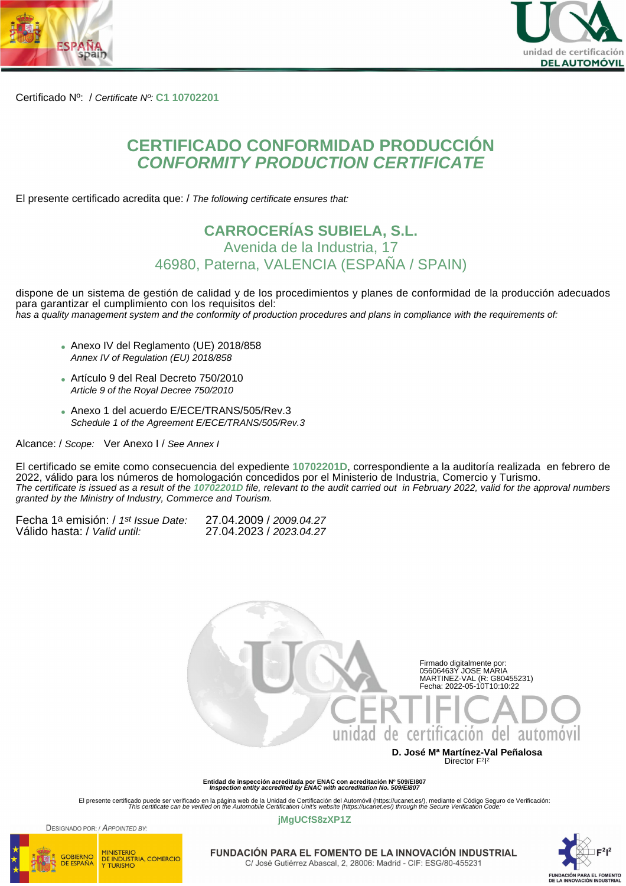Certificado Nº: / *Certificate Nº:* **C1 10702201**

# CERTIFICADO CONFORMIDAD PRODUCCIÓN
# *CONFORMITY PRODUCTION CERTIFICATE*

El presente certificado acredita que: / *The following certificate ensures that:*

**CARROCERÍAS SUBIELA, S.L.**
Avenida de la Industria, 17
46980, Paterna, VALENCIA (ESPAÑA / SPAIN)

dispone de un sistema de gestión de calidad y de los procedimientos y planes de conformidad de la producción adecuados para garantizar el cumplimiento con los requisitos del:
*has a quality management system and the conformity of production procedures and plans in compliance with the requirements of:*

- Anexo IV del Reglamento (UE) 2018/858
  *Annex IV of Regulation (EU) 2018/858*
- Artículo 9 del Real Decreto 750/2010
  *Article 9 of the Royal Decree 750/2010*
- Anexo 1 del acuerdo E/ECE/TRANS/505/Rev.3
  *Schedule 1 of the Agreement E/ECE/TRANS/505/Rev.3*

Alcance: / *Scope:* Ver Anexo I / *See Annex I*

El certificado se emite como consecuencia del expediente **10702201D**, correspondiente a la auditoría realizada en febrero de 2022, válido para los números de homologación concedidos por el Ministerio de Industria, Comercio y Turismo.
*The certificate is issued as a result of the **10702201D** file, relevant to the audit carried out in February 2022, valid for the approval numbers granted by the Ministry of Industry, Commerce and Tourism.*

Fecha 1ª emisión: / *1st Issue Date:* 27.04.2009 / *2009.04.27*
Válido hasta: / *Valid until:* 27.04.2023 / *2023.04.27*

Firmado digitalmente por:
05606463Y JOSE MARIA
MARTINEZ-VAL (R: G80455231)
Fecha: 2022-05-10T10:10:22

**D. José Mª Martínez-Val Peñalosa**
Director F²I²

**Entidad de inspección acreditada por ENAC con acreditación Nº 509/EI807**
***Inspection entity accredited by ENAC with accreditation No. 509/EI807***

El presente certificado puede ser verificado en la página web de la Unidad de Certificación del Automóvil (https://ucanet.es/), mediante el Código Seguro de Verificación:
*This certificate can be verified on the Automobile Certification Unit's website (https://ucanet.es/) through the Secure Verification Code:*

**jMgUCfS8zXP1Z**

DESIGNADO POR: / *APPOINTED BY:*
GOBIERNO DE ESPAÑA — MINISTERIO DE INDUSTRIA, COMERCIO Y TURISMO

**FUNDACIÓN PARA EL FOMENTO DE LA INNOVACIÓN INDUSTRIAL**
C/ José Gutiérrez Abascal, 2, 28006: Madrid - CIF: ESG/80-455231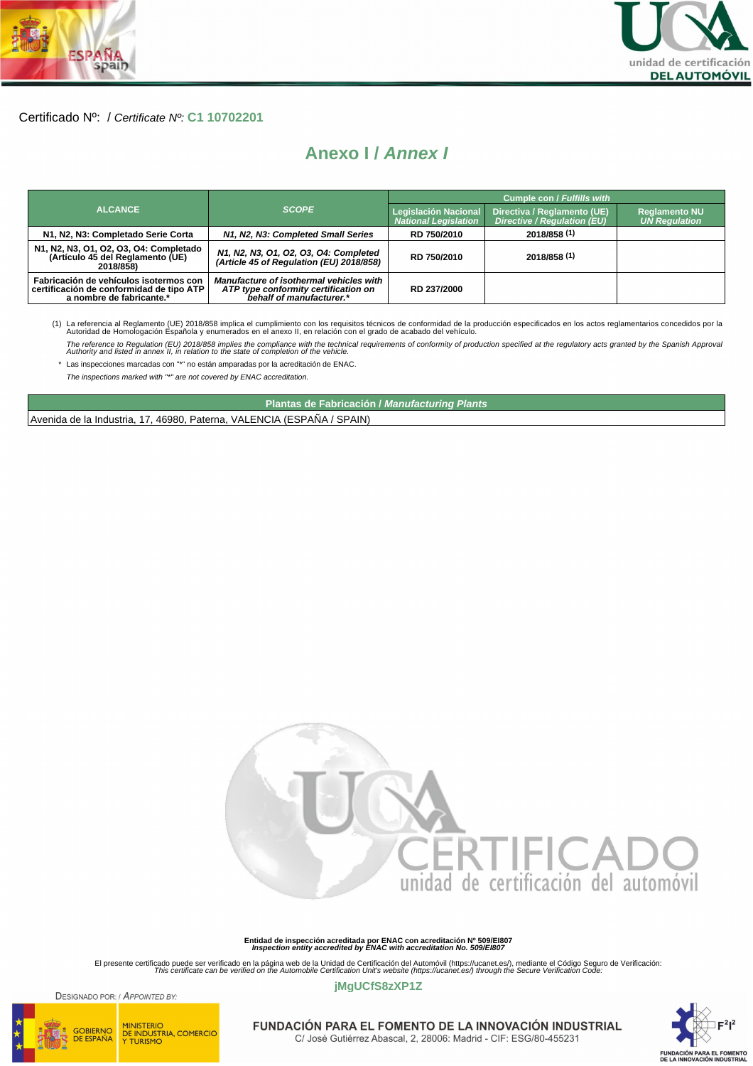Certificado Nº: / *Certificate Nº:* **C1 10702201**

## Anexo I / *Annex I*

| ALCANCE | *SCOPE* | Cumple con / *Fulfills with* | | |
|---|---|---|---|---|
| | | Legislación Nacional / *National Legislation* | Directiva / Reglamento (UE) / *Directive / Regulation (EU)* | Reglamento NU / *UN Regulation* |
| **N1, N2, N3: Completado Serie Corta** | ***N1, N2, N3: Completed Small Series*** | **RD 750/2010** | **2018/858 (1)** | |
| **N1, N2, N3, O1, O2, O3, O4: Completado (Artículo 45 del Reglamento (UE) 2018/858)** | ***N1, N2, N3, O1, O2, O3, O4: Completed (Article 45 of Regulation (EU) 2018/858)*** | **RD 750/2010** | **2018/858 (1)** | |
| **Fabricación de vehículos isotermos con certificación de conformidad de tipo ATP a nombre de fabricante.*** | ***Manufacture of isothermal vehicles with ATP type conformity certification on behalf of manufacturer.**** | **RD 237/2000** | | |

(1) La referencia al Reglamento (UE) 2018/858 implica el cumplimiento con los requisitos técnicos de conformidad de la producción especificados en los actos reglamentarios concedidos por la Autoridad de Homologación Española y enumerados en el anexo II, en relación con el grado de acabado del vehículo.

*The reference to Regulation (EU) 2018/858 implies the compliance with the technical requirements of conformity of production specified at the regulatory acts granted by the Spanish Approval Authority and listed in annex II, in relation to the state of completion of the vehicle.*

\* Las inspecciones marcadas con "*" no están amparadas por la acreditación de ENAC.

*The inspections marked with "*" are not covered by ENAC accreditation.*

| Plantas de Fabricación / *Manufacturing Plants* |
|---|
| Avenida de la Industria, 17, 46980, Paterna, VALENCIA (ESPAÑA / SPAIN) |

**Entidad de inspección acreditada por ENAC con acreditación Nº 509/EI807**
***Inspection entity accredited by ENAC with accreditation No. 509/EI807***

El presente certificado puede ser verificado en la página web de la Unidad de Certificación del Automóvil (https://ucanet.es/), mediante el Código Seguro de Verificación:
*This certificate can be verified on the Automobile Certification Unit's website (https://ucanet.es/) through the Secure Verification Code:*

**jMgUCfS8zXP1Z**

Designado por: / *Appointed by:*

GOBIERNO DE ESPAÑA — MINISTERIO DE INDUSTRIA, COMERCIO Y TURISMO

**FUNDACIÓN PARA EL FOMENTO DE LA INNOVACIÓN INDUSTRIAL**
C/ José Gutiérrez Abascal, 2, 28006: Madrid - CIF: ESG/80-455231